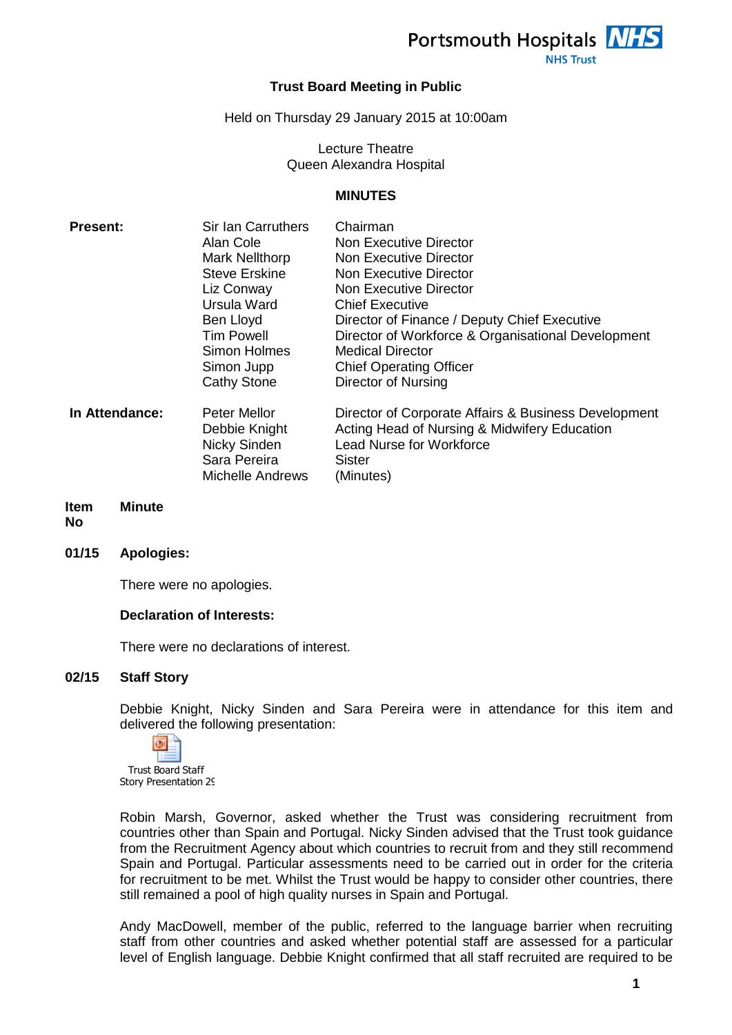Portsmouth Hospitals NHS Trust

# Trust Board Meeting in Public

Held on Thursday 29 January 2015 at 10:00am

Lecture Theatre
Queen Alexandra Hospital

## MINUTES

| | | |
|---|---|---|
| **Present:** | Sir Ian Carruthers | Chairman |
| | Alan Cole | Non Executive Director |
| | Mark Nellthorp | Non Executive Director |
| | Steve Erskine | Non Executive Director |
| | Liz Conway | Non Executive Director |
| | Ursula Ward | Chief Executive |
| | Ben Lloyd | Director of Finance / Deputy Chief Executive |
| | Tim Powell | Director of Workforce & Organisational Development |
| | Simon Holmes | Medical Director |
| | Simon Jupp | Chief Operating Officer |
| | Cathy Stone | Director of Nursing |
| **In Attendance:** | Peter Mellor | Director of Corporate Affairs & Business Development |
| | Debbie Knight | Acting Head of Nursing & Midwifery Education |
| | Nicky Sinden | Lead Nurse for Workforce |
| | Sara Pereira | Sister |
| | Michelle Andrews | (Minutes) |

**Item No** **Minute**

**01/15 Apologies:**

There were no apologies.

**Declaration of Interests:**

There were no declarations of interest.

**02/15 Staff Story**

Debbie Knight, Nicky Sinden and Sara Pereira were in attendance for this item and delivered the following presentation:

Trust Board Staff Story Presentation 29

Robin Marsh, Governor, asked whether the Trust was considering recruitment from countries other than Spain and Portugal. Nicky Sinden advised that the Trust took guidance from the Recruitment Agency about which countries to recruit from and they still recommend Spain and Portugal. Particular assessments need to be carried out in order for the criteria for recruitment to be met. Whilst the Trust would be happy to consider other countries, there still remained a pool of high quality nurses in Spain and Portugal.

Andy MacDowell, member of the public, referred to the language barrier when recruiting staff from other countries and asked whether potential staff are assessed for a particular level of English language. Debbie Knight confirmed that all staff recruited are required to be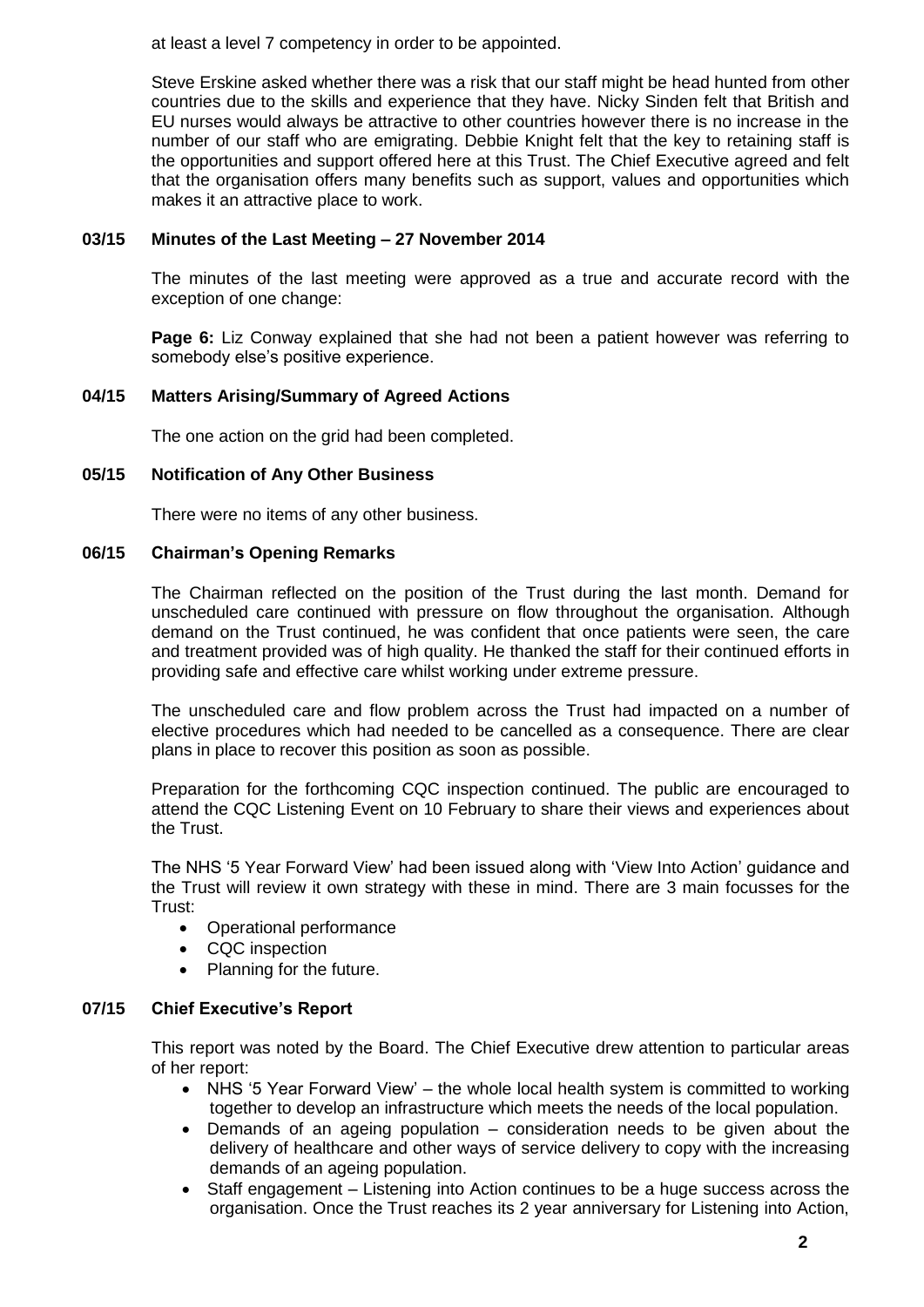at least a level 7 competency in order to be appointed.

Steve Erskine asked whether there was a risk that our staff might be head hunted from other countries due to the skills and experience that they have. Nicky Sinden felt that British and EU nurses would always be attractive to other countries however there is no increase in the number of our staff who are emigrating. Debbie Knight felt that the key to retaining staff is the opportunities and support offered here at this Trust. The Chief Executive agreed and felt that the organisation offers many benefits such as support, values and opportunities which makes it an attractive place to work.

### 03/15 Minutes of the Last Meeting – 27 November 2014

The minutes of the last meeting were approved as a true and accurate record with the exception of one change:

**Page 6:** Liz Conway explained that she had not been a patient however was referring to somebody else's positive experience.

### 04/15 Matters Arising/Summary of Agreed Actions

The one action on the grid had been completed.

### 05/15 Notification of Any Other Business

There were no items of any other business.

### 06/15 Chairman's Opening Remarks

The Chairman reflected on the position of the Trust during the last month. Demand for unscheduled care continued with pressure on flow throughout the organisation. Although demand on the Trust continued, he was confident that once patients were seen, the care and treatment provided was of high quality. He thanked the staff for their continued efforts in providing safe and effective care whilst working under extreme pressure.

The unscheduled care and flow problem across the Trust had impacted on a number of elective procedures which had needed to be cancelled as a consequence. There are clear plans in place to recover this position as soon as possible.

Preparation for the forthcoming CQC inspection continued. The public are encouraged to attend the CQC Listening Event on 10 February to share their views and experiences about the Trust.

The NHS '5 Year Forward View' had been issued along with 'View Into Action' guidance and the Trust will review it own strategy with these in mind. There are 3 main focusses for the Trust:

- Operational performance
- CQC inspection
- Planning for the future.

### 07/15 Chief Executive's Report

This report was noted by the Board. The Chief Executive drew attention to particular areas of her report:

- NHS '5 Year Forward View' – the whole local health system is committed to working together to develop an infrastructure which meets the needs of the local population.
- Demands of an ageing population – consideration needs to be given about the delivery of healthcare and other ways of service delivery to copy with the increasing demands of an ageing population.
- Staff engagement – Listening into Action continues to be a huge success across the organisation. Once the Trust reaches its 2 year anniversary for Listening into Action,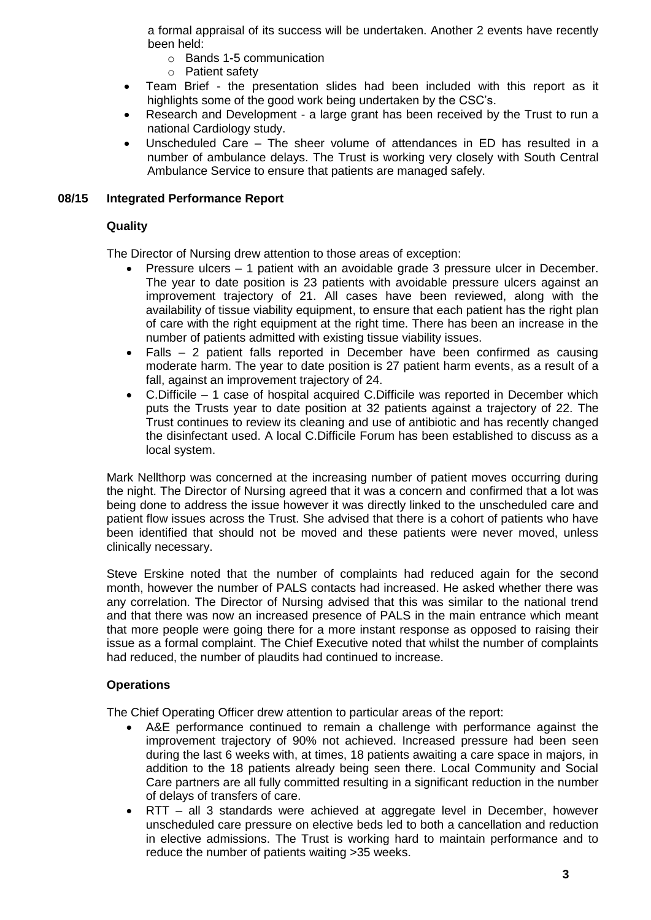a formal appraisal of its success will be undertaken. Another 2 events have recently been held:
    - Bands 1-5 communication
    - Patient safety
- Team Brief - the presentation slides had been included with this report as it highlights some of the good work being undertaken by the CSC's.
- Research and Development - a large grant has been received by the Trust to run a national Cardiology study.
- Unscheduled Care – The sheer volume of attendances in ED has resulted in a number of ambulance delays. The Trust is working very closely with South Central Ambulance Service to ensure that patients are managed safely.

### 08/15 Integrated Performance Report

**Quality**

The Director of Nursing drew attention to those areas of exception:

- Pressure ulcers – 1 patient with an avoidable grade 3 pressure ulcer in December. The year to date position is 23 patients with avoidable pressure ulcers against an improvement trajectory of 21. All cases have been reviewed, along with the availability of tissue viability equipment, to ensure that each patient has the right plan of care with the right equipment at the right time. There has been an increase in the number of patients admitted with existing tissue viability issues.
- Falls – 2 patient falls reported in December have been confirmed as causing moderate harm. The year to date position is 27 patient harm events, as a result of a fall, against an improvement trajectory of 24.
- C.Difficile – 1 case of hospital acquired C.Difficile was reported in December which puts the Trusts year to date position at 32 patients against a trajectory of 22. The Trust continues to review its cleaning and use of antibiotic and has recently changed the disinfectant used. A local C.Difficile Forum has been established to discuss as a local system.

Mark Nellthorp was concerned at the increasing number of patient moves occurring during the night. The Director of Nursing agreed that it was a concern and confirmed that a lot was being done to address the issue however it was directly linked to the unscheduled care and patient flow issues across the Trust. She advised that there is a cohort of patients who have been identified that should not be moved and these patients were never moved, unless clinically necessary.

Steve Erskine noted that the number of complaints had reduced again for the second month, however the number of PALS contacts had increased. He asked whether there was any correlation. The Director of Nursing advised that this was similar to the national trend and that there was now an increased presence of PALS in the main entrance which meant that more people were going there for a more instant response as opposed to raising their issue as a formal complaint. The Chief Executive noted that whilst the number of complaints had reduced, the number of plaudits had continued to increase.

**Operations**

The Chief Operating Officer drew attention to particular areas of the report:

- A&E performance continued to remain a challenge with performance against the improvement trajectory of 90% not achieved. Increased pressure had been seen during the last 6 weeks with, at times, 18 patients awaiting a care space in majors, in addition to the 18 patients already being seen there. Local Community and Social Care partners are all fully committed resulting in a significant reduction in the number of delays of transfers of care.
- RTT – all 3 standards were achieved at aggregate level in December, however unscheduled care pressure on elective beds led to both a cancellation and reduction in elective admissions. The Trust is working hard to maintain performance and to reduce the number of patients waiting >35 weeks.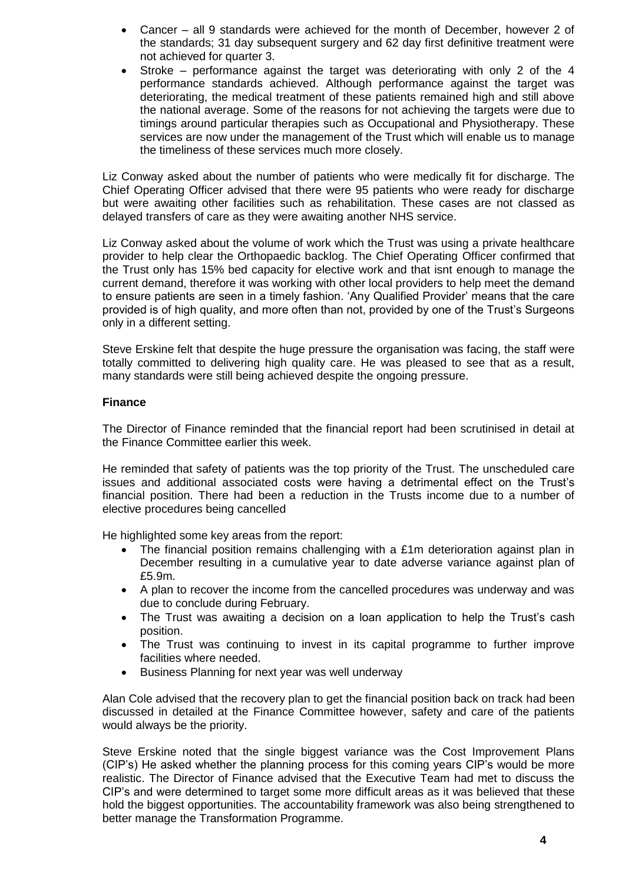- Cancer – all 9 standards were achieved for the month of December, however 2 of the standards; 31 day subsequent surgery and 62 day first definitive treatment were not achieved for quarter 3.
- Stroke – performance against the target was deteriorating with only 2 of the 4 performance standards achieved. Although performance against the target was deteriorating, the medical treatment of these patients remained high and still above the national average. Some of the reasons for not achieving the targets were due to timings around particular therapies such as Occupational and Physiotherapy. These services are now under the management of the Trust which will enable us to manage the timeliness of these services much more closely.

Liz Conway asked about the number of patients who were medically fit for discharge. The Chief Operating Officer advised that there were 95 patients who were ready for discharge but were awaiting other facilities such as rehabilitation. These cases are not classed as delayed transfers of care as they were awaiting another NHS service.

Liz Conway asked about the volume of work which the Trust was using a private healthcare provider to help clear the Orthopaedic backlog. The Chief Operating Officer confirmed that the Trust only has 15% bed capacity for elective work and that isnt enough to manage the current demand, therefore it was working with other local providers to help meet the demand to ensure patients are seen in a timely fashion. 'Any Qualified Provider' means that the care provided is of high quality, and more often than not, provided by one of the Trust's Surgeons only in a different setting.

Steve Erskine felt that despite the huge pressure the organisation was facing, the staff were totally committed to delivering high quality care. He was pleased to see that as a result, many standards were still being achieved despite the ongoing pressure.

**Finance**

The Director of Finance reminded that the financial report had been scrutinised in detail at the Finance Committee earlier this week.

He reminded that safety of patients was the top priority of the Trust. The unscheduled care issues and additional associated costs were having a detrimental effect on the Trust's financial position. There had been a reduction in the Trusts income due to a number of elective procedures being cancelled

He highlighted some key areas from the report:

- The financial position remains challenging with a £1m deterioration against plan in December resulting in a cumulative year to date adverse variance against plan of £5.9m.
- A plan to recover the income from the cancelled procedures was underway and was due to conclude during February.
- The Trust was awaiting a decision on a loan application to help the Trust's cash position.
- The Trust was continuing to invest in its capital programme to further improve facilities where needed.
- Business Planning for next year was well underway

Alan Cole advised that the recovery plan to get the financial position back on track had been discussed in detailed at the Finance Committee however, safety and care of the patients would always be the priority.

Steve Erskine noted that the single biggest variance was the Cost Improvement Plans (CIP's) He asked whether the planning process for this coming years CIP's would be more realistic. The Director of Finance advised that the Executive Team had met to discuss the CIP's and were determined to target some more difficult areas as it was believed that these hold the biggest opportunities. The accountability framework was also being strengthened to better manage the Transformation Programme.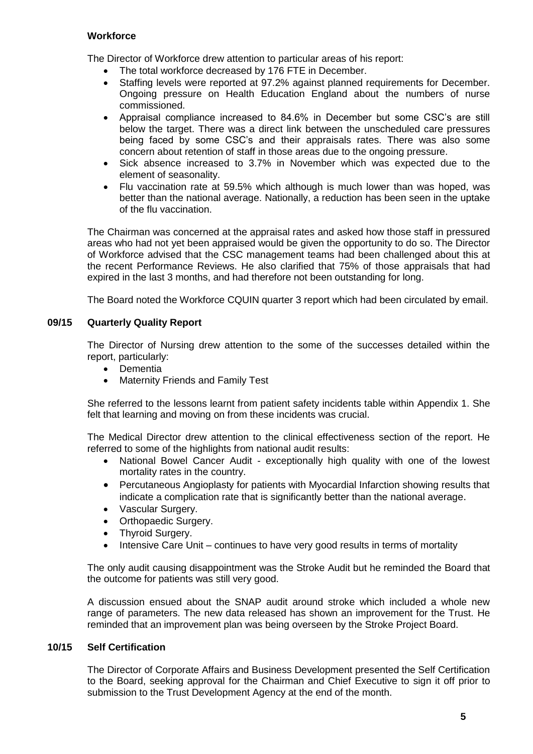**Workforce**

The Director of Workforce drew attention to particular areas of his report:

- The total workforce decreased by 176 FTE in December.
- Staffing levels were reported at 97.2% against planned requirements for December. Ongoing pressure on Health Education England about the numbers of nurse commissioned.
- Appraisal compliance increased to 84.6% in December but some CSC's are still below the target. There was a direct link between the unscheduled care pressures being faced by some CSC's and their appraisals rates. There was also some concern about retention of staff in those areas due to the ongoing pressure.
- Sick absence increased to 3.7% in November which was expected due to the element of seasonality.
- Flu vaccination rate at 59.5% which although is much lower than was hoped, was better than the national average. Nationally, a reduction has been seen in the uptake of the flu vaccination.

The Chairman was concerned at the appraisal rates and asked how those staff in pressured areas who had not yet been appraised would be given the opportunity to do so. The Director of Workforce advised that the CSC management teams had been challenged about this at the recent Performance Reviews. He also clarified that 75% of those appraisals that had expired in the last 3 months, and had therefore not been outstanding for long.

The Board noted the Workforce CQUIN quarter 3 report which had been circulated by email.

## 09/15 Quarterly Quality Report

The Director of Nursing drew attention to the some of the successes detailed within the report, particularly:

- Dementia
- Maternity Friends and Family Test

She referred to the lessons learnt from patient safety incidents table within Appendix 1. She felt that learning and moving on from these incidents was crucial.

The Medical Director drew attention to the clinical effectiveness section of the report. He referred to some of the highlights from national audit results:

- National Bowel Cancer Audit - exceptionally high quality with one of the lowest mortality rates in the country.
- Percutaneous Angioplasty for patients with Myocardial Infarction showing results that indicate a complication rate that is significantly better than the national average.
- Vascular Surgery.
- Orthopaedic Surgery.
- Thyroid Surgery.
- Intensive Care Unit – continues to have very good results in terms of mortality

The only audit causing disappointment was the Stroke Audit but he reminded the Board that the outcome for patients was still very good.

A discussion ensued about the SNAP audit around stroke which included a whole new range of parameters. The new data released has shown an improvement for the Trust. He reminded that an improvement plan was being overseen by the Stroke Project Board.

## 10/15 Self Certification

The Director of Corporate Affairs and Business Development presented the Self Certification to the Board, seeking approval for the Chairman and Chief Executive to sign it off prior to submission to the Trust Development Agency at the end of the month.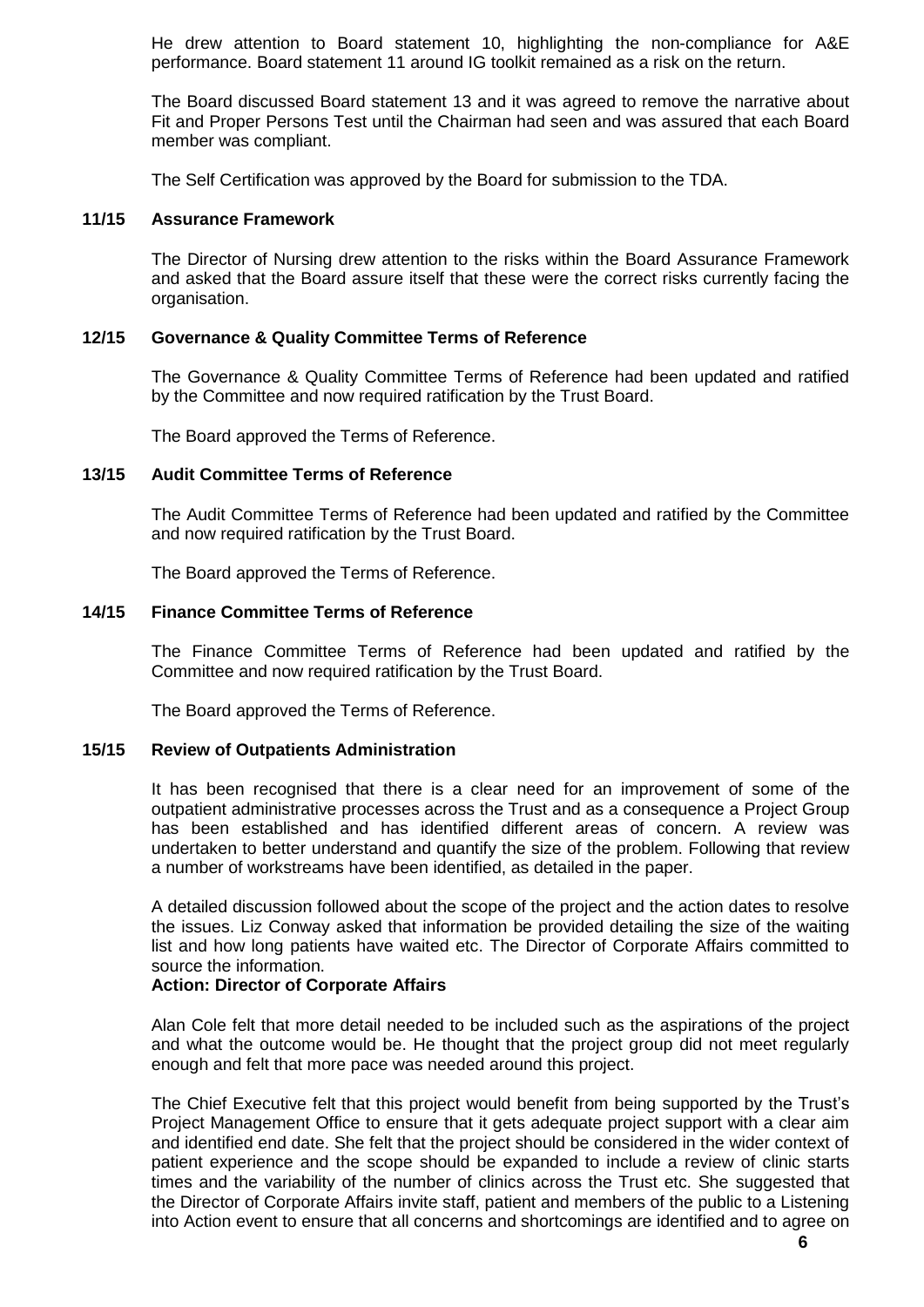He drew attention to Board statement 10, highlighting the non-compliance for A&E performance. Board statement 11 around IG toolkit remained as a risk on the return.

The Board discussed Board statement 13 and it was agreed to remove the narrative about Fit and Proper Persons Test until the Chairman had seen and was assured that each Board member was compliant.

The Self Certification was approved by the Board for submission to the TDA.

### 11/15 Assurance Framework

The Director of Nursing drew attention to the risks within the Board Assurance Framework and asked that the Board assure itself that these were the correct risks currently facing the organisation.

### 12/15 Governance & Quality Committee Terms of Reference

The Governance & Quality Committee Terms of Reference had been updated and ratified by the Committee and now required ratification by the Trust Board.

The Board approved the Terms of Reference.

### 13/15 Audit Committee Terms of Reference

The Audit Committee Terms of Reference had been updated and ratified by the Committee and now required ratification by the Trust Board.

The Board approved the Terms of Reference.

### 14/15 Finance Committee Terms of Reference

The Finance Committee Terms of Reference had been updated and ratified by the Committee and now required ratification by the Trust Board.

The Board approved the Terms of Reference.

### 15/15 Review of Outpatients Administration

It has been recognised that there is a clear need for an improvement of some of the outpatient administrative processes across the Trust and as a consequence a Project Group has been established and has identified different areas of concern. A review was undertaken to better understand and quantify the size of the problem. Following that review a number of workstreams have been identified, as detailed in the paper.

A detailed discussion followed about the scope of the project and the action dates to resolve the issues. Liz Conway asked that information be provided detailing the size of the waiting list and how long patients have waited etc. The Director of Corporate Affairs committed to source the information.

**Action: Director of Corporate Affairs**

Alan Cole felt that more detail needed to be included such as the aspirations of the project and what the outcome would be. He thought that the project group did not meet regularly enough and felt that more pace was needed around this project.

The Chief Executive felt that this project would benefit from being supported by the Trust's Project Management Office to ensure that it gets adequate project support with a clear aim and identified end date. She felt that the project should be considered in the wider context of patient experience and the scope should be expanded to include a review of clinic starts times and the variability of the number of clinics across the Trust etc. She suggested that the Director of Corporate Affairs invite staff, patient and members of the public to a Listening into Action event to ensure that all concerns and shortcomings are identified and to agree on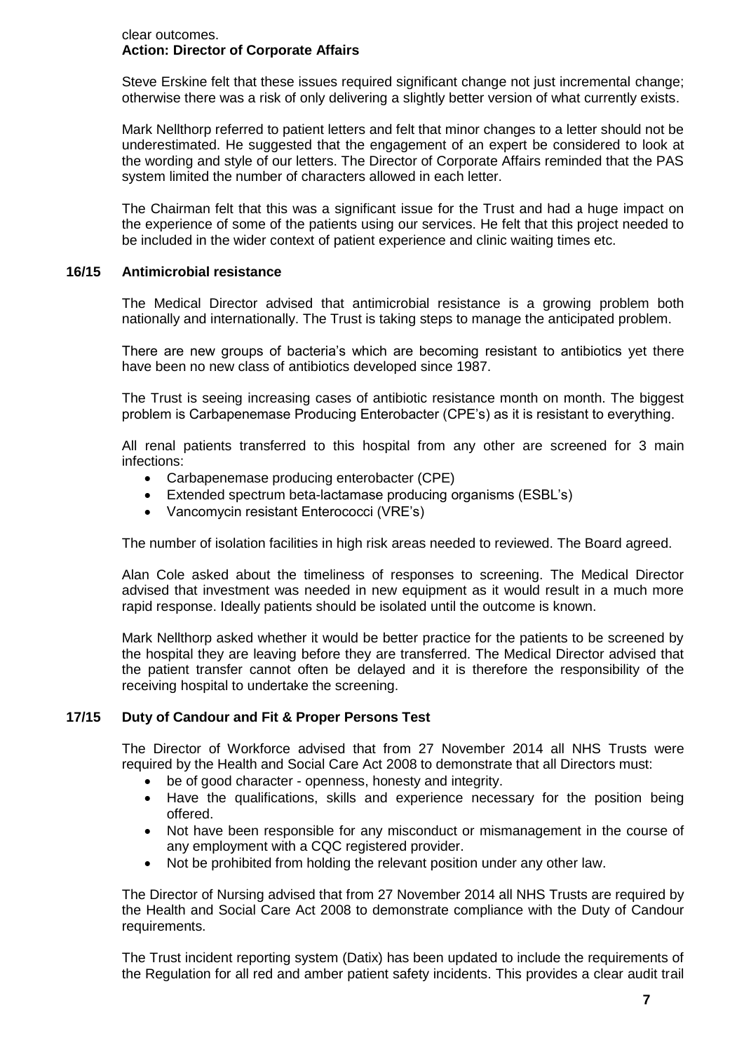clear outcomes.
**Action: Director of Corporate Affairs**

Steve Erskine felt that these issues required significant change not just incremental change; otherwise there was a risk of only delivering a slightly better version of what currently exists.

Mark Nellthorp referred to patient letters and felt that minor changes to a letter should not be underestimated. He suggested that the engagement of an expert be considered to look at the wording and style of our letters. The Director of Corporate Affairs reminded that the PAS system limited the number of characters allowed in each letter.

The Chairman felt that this was a significant issue for the Trust and had a huge impact on the experience of some of the patients using our services. He felt that this project needed to be included in the wider context of patient experience and clinic waiting times etc.

## 16/15 Antimicrobial resistance

The Medical Director advised that antimicrobial resistance is a growing problem both nationally and internationally. The Trust is taking steps to manage the anticipated problem.

There are new groups of bacteria's which are becoming resistant to antibiotics yet there have been no new class of antibiotics developed since 1987.

The Trust is seeing increasing cases of antibiotic resistance month on month. The biggest problem is Carbapenemase Producing Enterobacter (CPE's) as it is resistant to everything.

All renal patients transferred to this hospital from any other are screened for 3 main infections:

- Carbapenemase producing enterobacter (CPE)
- Extended spectrum beta-lactamase producing organisms (ESBL's)
- Vancomycin resistant Enterococci (VRE's)

The number of isolation facilities in high risk areas needed to reviewed. The Board agreed.

Alan Cole asked about the timeliness of responses to screening. The Medical Director advised that investment was needed in new equipment as it would result in a much more rapid response. Ideally patients should be isolated until the outcome is known.

Mark Nellthorp asked whether it would be better practice for the patients to be screened by the hospital they are leaving before they are transferred. The Medical Director advised that the patient transfer cannot often be delayed and it is therefore the responsibility of the receiving hospital to undertake the screening.

## 17/15 Duty of Candour and Fit & Proper Persons Test

The Director of Workforce advised that from 27 November 2014 all NHS Trusts were required by the Health and Social Care Act 2008 to demonstrate that all Directors must:

- be of good character - openness, honesty and integrity.
- Have the qualifications, skills and experience necessary for the position being offered.
- Not have been responsible for any misconduct or mismanagement in the course of any employment with a CQC registered provider.
- Not be prohibited from holding the relevant position under any other law.

The Director of Nursing advised that from 27 November 2014 all NHS Trusts are required by the Health and Social Care Act 2008 to demonstrate compliance with the Duty of Candour requirements.

The Trust incident reporting system (Datix) has been updated to include the requirements of the Regulation for all red and amber patient safety incidents. This provides a clear audit trail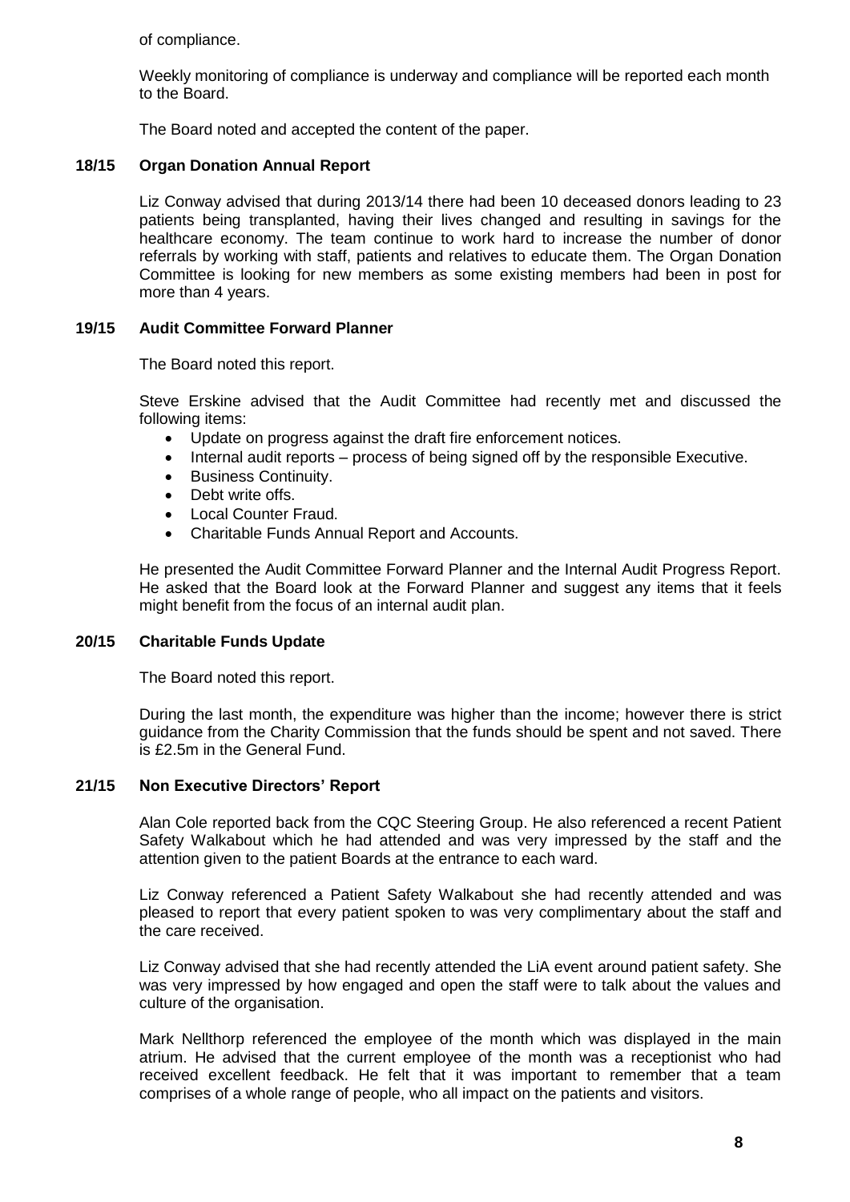of compliance.

Weekly monitoring of compliance is underway and compliance will be reported each month to the Board.

The Board noted and accepted the content of the paper.

### 18/15 Organ Donation Annual Report

Liz Conway advised that during 2013/14 there had been 10 deceased donors leading to 23 patients being transplanted, having their lives changed and resulting in savings for the healthcare economy. The team continue to work hard to increase the number of donor referrals by working with staff, patients and relatives to educate them. The Organ Donation Committee is looking for new members as some existing members had been in post for more than 4 years.

### 19/15 Audit Committee Forward Planner

The Board noted this report.

Steve Erskine advised that the Audit Committee had recently met and discussed the following items:

- Update on progress against the draft fire enforcement notices.
- Internal audit reports – process of being signed off by the responsible Executive.
- Business Continuity.
- Debt write offs.
- Local Counter Fraud.
- Charitable Funds Annual Report and Accounts.

He presented the Audit Committee Forward Planner and the Internal Audit Progress Report. He asked that the Board look at the Forward Planner and suggest any items that it feels might benefit from the focus of an internal audit plan.

### 20/15 Charitable Funds Update

The Board noted this report.

During the last month, the expenditure was higher than the income; however there is strict guidance from the Charity Commission that the funds should be spent and not saved. There is £2.5m in the General Fund.

### 21/15 Non Executive Directors' Report

Alan Cole reported back from the CQC Steering Group. He also referenced a recent Patient Safety Walkabout which he had attended and was very impressed by the staff and the attention given to the patient Boards at the entrance to each ward.

Liz Conway referenced a Patient Safety Walkabout she had recently attended and was pleased to report that every patient spoken to was very complimentary about the staff and the care received.

Liz Conway advised that she had recently attended the LiA event around patient safety. She was very impressed by how engaged and open the staff were to talk about the values and culture of the organisation.

Mark Nellthorp referenced the employee of the month which was displayed in the main atrium. He advised that the current employee of the month was a receptionist who had received excellent feedback. He felt that it was important to remember that a team comprises of a whole range of people, who all impact on the patients and visitors.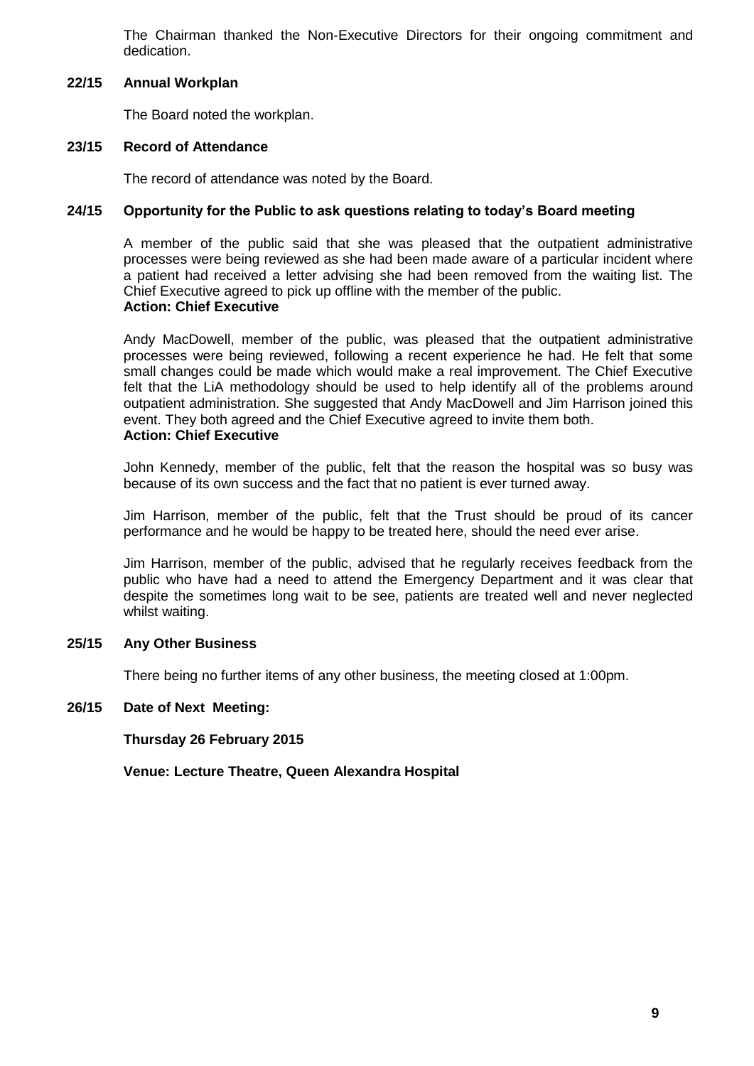The Chairman thanked the Non-Executive Directors for their ongoing commitment and dedication.

**22/15 Annual Workplan**

The Board noted the workplan.

**23/15 Record of Attendance**

The record of attendance was noted by the Board.

**24/15 Opportunity for the Public to ask questions relating to today's Board meeting**

A member of the public said that she was pleased that the outpatient administrative processes were being reviewed as she had been made aware of a particular incident where a patient had received a letter advising she had been removed from the waiting list. The Chief Executive agreed to pick up offline with the member of the public.
**Action: Chief Executive**

Andy MacDowell, member of the public, was pleased that the outpatient administrative processes were being reviewed, following a recent experience he had. He felt that some small changes could be made which would make a real improvement. The Chief Executive felt that the LiA methodology should be used to help identify all of the problems around outpatient administration. She suggested that Andy MacDowell and Jim Harrison joined this event. They both agreed and the Chief Executive agreed to invite them both.
**Action: Chief Executive**

John Kennedy, member of the public, felt that the reason the hospital was so busy was because of its own success and the fact that no patient is ever turned away.

Jim Harrison, member of the public, felt that the Trust should be proud of its cancer performance and he would be happy to be treated here, should the need ever arise.

Jim Harrison, member of the public, advised that he regularly receives feedback from the public who have had a need to attend the Emergency Department and it was clear that despite the sometimes long wait to be see, patients are treated well and never neglected whilst waiting.

**25/15 Any Other Business**

There being no further items of any other business, the meeting closed at 1:00pm.

**26/15 Date of Next Meeting:**

**Thursday 26 February 2015**

**Venue: Lecture Theatre, Queen Alexandra Hospital**